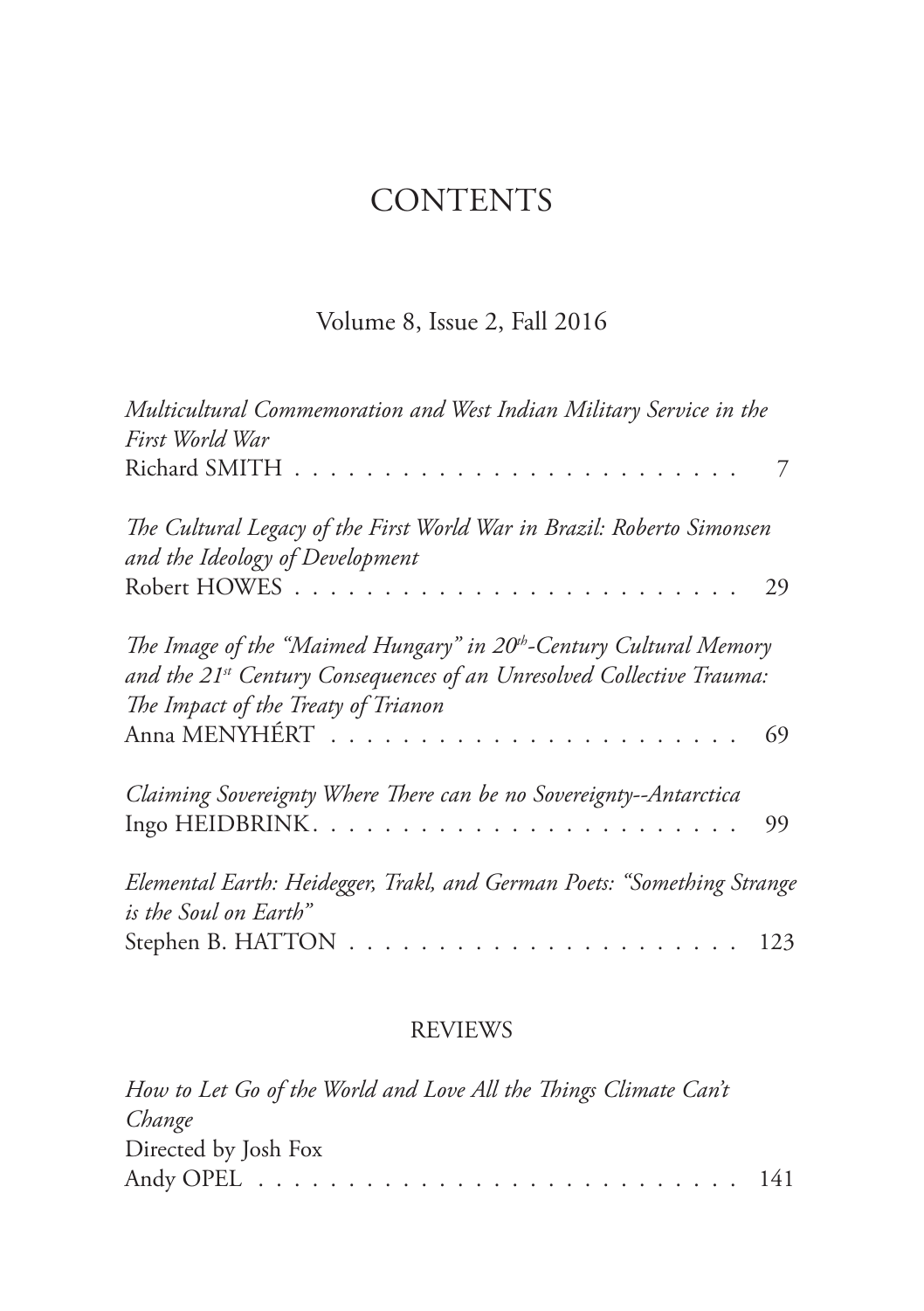# CONTENTS

Volume 8, Issue 2, Fall 2016

*Multicultural Commemoration and West Indian Military Service in the First World War*
Richard SMITH . . . . . . . . . . . . . . . . . . . . . . . . . 7

*The Cultural Legacy of the First World War in Brazil: Roberto Simonsen and the Ideology of Development*
Robert HOWES . . . . . . . . . . . . . . . . . . . . . . . . . 29

*The Image of the "Maimed Hungary" in 20th-Century Cultural Memory and the 21st Century Consequences of an Unresolved Collective Trauma: The Impact of the Treaty of Trianon*
Anna MENYHÉRT . . . . . . . . . . . . . . . . . . . . . . . 69

*Claiming Sovereignty Where There can be no Sovereignty--Antarctica*
Ingo HEIDBRINK. . . . . . . . . . . . . . . . . . . . . . . . 99

*Elemental Earth: Heidegger, Trakl, and German Poets: "Something Strange is the Soul on Earth"*
Stephen B. HATTON . . . . . . . . . . . . . . . . . . . . . 123

## REVIEWS

*How to Let Go of the World and Love All the Things Climate Can't Change*
Directed by Josh Fox
Andy OPEL . . . . . . . . . . . . . . . . . . . . . . . . . . . 141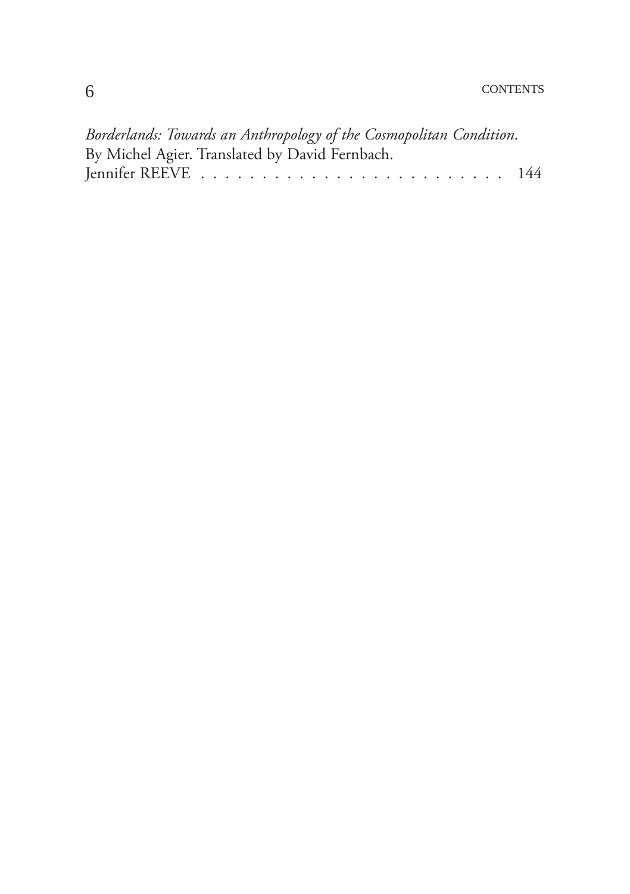*Borderlands: Towards an Anthropology of the Cosmopolitan Condition*.
By Michel Agier. Translated by David Fernbach.
Jennifer REEVE . . . . . . . . . . . . . . . . . . . . . . . . . 144